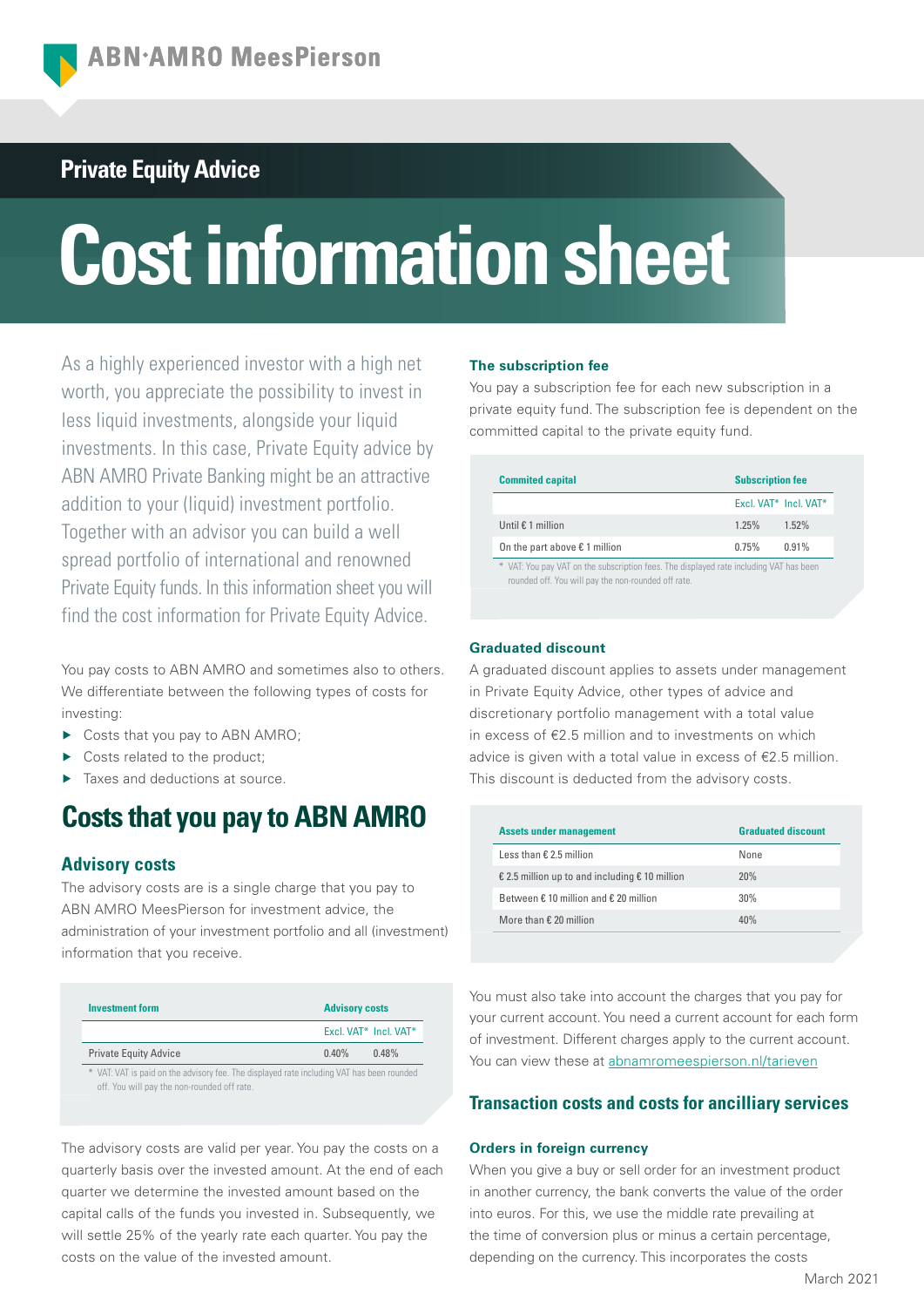Private Equity Advice

# Cost information sheet

As a highly experienced investor with a high net worth, you appreciate the possibility to invest in less liquid investments, alongside your liquid investments. In this case, Private Equity advice by ABN AMRO Private Banking might be an attractive addition to your (liquid) investment portfolio. Together with an advisor you can build a well spread portfolio of international and renowned Private Equity funds. In this information sheet you will find the cost information for Private Equity Advice.

You pay costs to ABN AMRO and sometimes also to others. We differentiate between the following types of costs for investing:

- Costs that you pay to ABN AMRO;
- Costs related to the product;
- Taxes and deductions at source.

## Costs that you pay to ABN AMRO

### Advisory costs

The advisory costs are is a single charge that you pay to ABN AMRO MeesPierson for investment advice, the administration of your investment portfolio and all (investment) information that you receive.

| Investment form | Advisory costs | |
|---|---|---|
| | Excl. VAT* | Incl. VAT* |
| Private Equity Advice | 0.40% | 0.48% |

\* VAT: VAT is paid on the advisory fee. The displayed rate including VAT has been rounded off. You will pay the non-rounded off rate.

The advisory costs are valid per year. You pay the costs on a quarterly basis over the invested amount. At the end of each quarter we determine the invested amount based on the capital calls of the funds you invested in. Subsequently, we will settle 25% of the yearly rate each quarter. You pay the costs on the value of the invested amount.

### The subscription fee

You pay a subscription fee for each new subscription in a private equity fund. The subscription fee is dependent on the committed capital to the private equity fund.

| Commited capital | Subscription fee | |
|---|---|---|
| | Excl. VAT* | Incl. VAT* |
| Until € 1 million | 1.25% | 1.52% |
| On the part above € 1 million | 0.75% | 0.91% |

\* VAT: You pay VAT on the subscription fees. The displayed rate including VAT has been rounded off. You will pay the non-rounded off rate.

### Graduated discount

A graduated discount applies to assets under management in Private Equity Advice, other types of advice and discretionary portfolio management with a total value in excess of €2.5 million and to investments on which advice is given with a total value in excess of €2.5 million. This discount is deducted from the advisory costs.

| Assets under management | Graduated discount |
|---|---|
| Less than € 2.5 million | None |
| € 2.5 million up to and including € 10 million | 20% |
| Between € 10 million and € 20 million | 30% |
| More than € 20 million | 40% |

You must also take into account the charges that you pay for your current account. You need a current account for each form of investment. Different charges apply to the current account. You can view these at abnamromeespierson.nl/tarieven

## Transaction costs and costs for ancilliary services

### Orders in foreign currency

When you give a buy or sell order for an investment product in another currency, the bank converts the value of the order into euros. For this, we use the middle rate prevailing at the time of conversion plus or minus a certain percentage, depending on the currency. This incorporates the costs

March 2021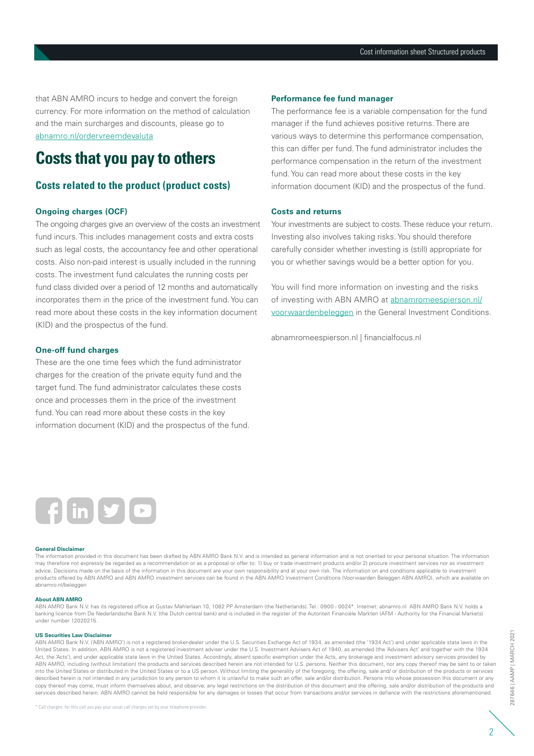that ABN AMRO incurs to hedge and convert the foreign currency. For more information on the method of calculation and the main surcharges and discounts, please go to abnamro.nl/ordervreemdevaluta

# Costs that you pay to others

## Costs related to the product (product costs)

### Ongoing charges (OCF)

The ongoing charges give an overview of the costs an investment fund incurs. This includes management costs and extra costs such as legal costs, the accountancy fee and other operational costs. Also non-paid interest is usually included in the running costs. The investment fund calculates the running costs per fund class divided over a period of 12 months and automatically incorporates them in the price of the investment fund. You can read more about these costs in the key information document (KID) and the prospectus of the fund.

### One-off fund charges

These are the one time fees which the fund administrator charges for the creation of the private equity fund and the target fund. The fund administrator calculates these costs once and processes them in the price of the investment fund. You can read more about these costs in the key information document (KID) and the prospectus of the fund.

### Performance fee fund manager

The performance fee is a variable compensation for the fund manager if the fund achieves positive returns. There are various ways to determine this performance compensation, this can differ per fund. The fund administrator includes the performance compensation in the return of the investment fund. You can read more about these costs in the key information document (KID) and the prospectus of the fund.

### Costs and returns

Your investments are subject to costs. These reduce your return. Investing also involves taking risks. You should therefore carefully consider whether investing is (still) appropriate for you or whether savings would be a better option for you.

You will find more information on investing and the risks of investing with ABN AMRO at abnamromeespierson.nl/voorwaardenbeleggen in the General Investment Conditions.

abnamromeespierson.nl | financialfocus.nl

**General Disclaimer**
The information provided in this document has been drafted by ABN AMRO Bank N.V. and is intended as general information and is not oriented to your personal situation. The information may therefore not expressly be regarded as a recommendation or as a proposal or offer to: 1) buy or trade investment products and/or 2) procure investment services nor as investment advice. Decisions made on the basis of the information in this document are your own responsibility and at your own risk. The information on and conditions applicable to investment products offered by ABN AMRO and ABN AMRO investment services can be found in the ABN AMRO Investment Conditions (Voorwaarden Beleggen ABN AMRO), which are available on abnamro.nl/beleggen

**About ABN AMRO**
ABN AMRO Bank N.V. has its registered office at Gustav Mahlerlaan 10, 1082 PP Amsterdam (the Netherlands). Tel.: 0900 - 0024*. Internet: abnamro.nl ABN AMRO Bank N.V. holds a banking licence from De Nederlandsche Bank N.V. (the Dutch central bank) and is included in the register of the Autoriteit Financiële Markten (AFM - Authority for the Financial Markets) under number 12020215.

**US Securities Law Disclaimer**
ABN AMRO Bank N.V. ('ABN AMRO') is not a registered broker-dealer under the U.S. Securities Exchange Act of 1934, as amended (the '1934 Act') and under applicable state laws in the United States. In addition, ABN AMRO is not a registered investment adviser under the U.S. Investment Advisers Act of 1940, as amended (the 'Advisers Act' and together with the 1934 Act, the 'Acts'), and under applicable state laws in the United States. Accordingly, absent specific exemption under the Acts, any brokerage and investment advisory services provided by ABN AMRO, including (without limitation) the products and services described herein are not intended for U.S. persons. Neither this document, nor any copy thereof may be sent to or taken into the United States or distributed in the United States or to a US person. Without limiting the generality of the foregoing, the offering, sale and/ or distribution of the products or services described herein is not intended in any jurisdiction to any person to whom it is unlawful to make such an offer, sale and/or distribution. Persons into whose possession this document or any copy thereof may come, must inform themselves about, and observe, any legal restrictions on the distribution of this document and the offering, sale and/or distribution of the products and services described herein. ABN AMRO cannot be held responsible for any damages or losses that occur from transactions and/or services in defiance with the restrictions aforementioned.

\* Call charges: for this call you pay your usual call charges set by your telephone provider.

287646 | AAMP | MARCH 2021